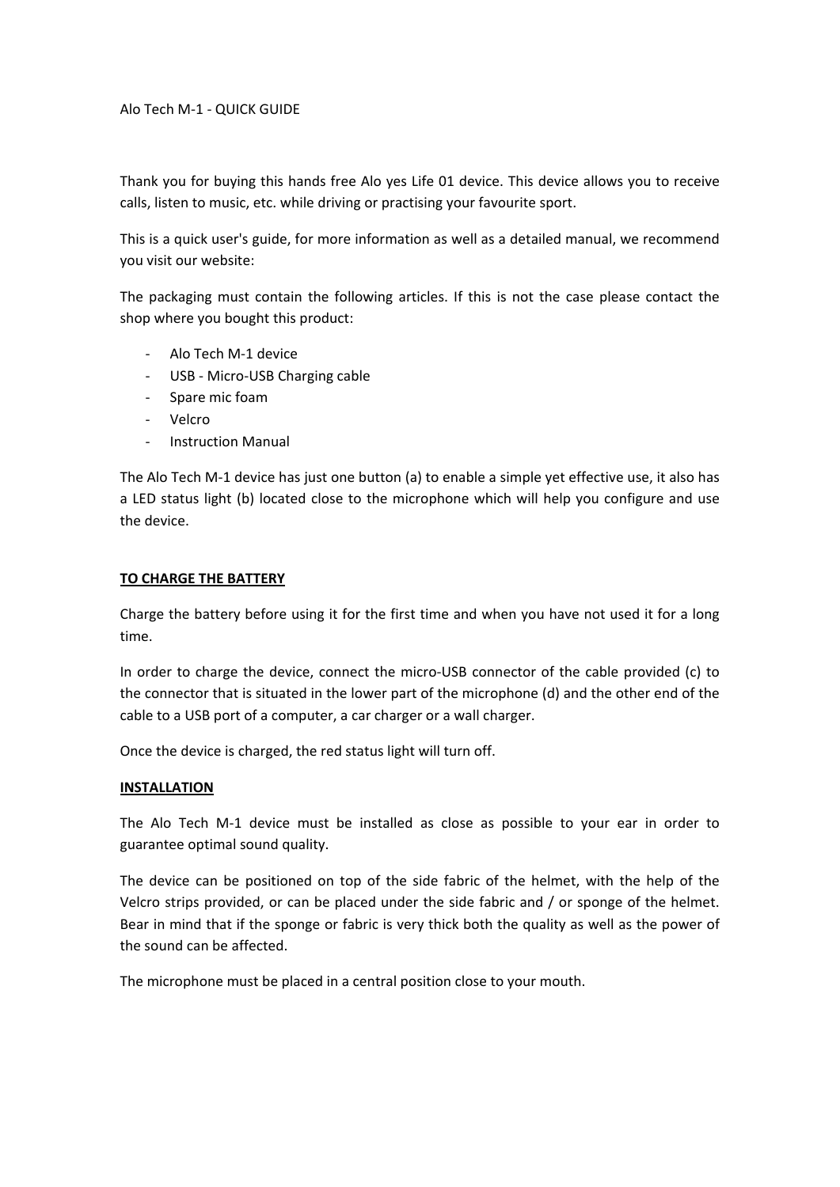Alo Tech M-1 - QUICK GUIDE

Thank you for buying this hands free Alo yes Life 01 device. This device allows you to receive calls, listen to music, etc. while driving or practising your favourite sport.

This is a quick user's guide, for more information as well as a detailed manual, we recommend you visit our website:

The packaging must contain the following articles. If this is not the case please contact the shop where you bought this product:

- Alo Tech M-1 device
- USB - Micro-USB Charging cable
- Spare mic foam
- Velcro
- Instruction Manual

The Alo Tech M-1 device has just one button (a) to enable a simple yet effective use, it also has a LED status light (b) located close to the microphone which will help you configure and use the device.

## TO CHARGE THE BATTERY

Charge the battery before using it for the first time and when you have not used it for a long time.

In order to charge the device, connect the micro-USB connector of the cable provided (c) to the connector that is situated in the lower part of the microphone (d) and the other end of the cable to a USB port of a computer, a car charger or a wall charger.

Once the device is charged, the red status light will turn off.

## INSTALLATION

The Alo Tech M-1 device must be installed as close as possible to your ear in order to guarantee optimal sound quality.

The device can be positioned on top of the side fabric of the helmet, with the help of the Velcro strips provided, or can be placed under the side fabric and / or sponge of the helmet. Bear in mind that if the sponge or fabric is very thick both the quality as well as the power of the sound can be affected.

The microphone must be placed in a central position close to your mouth.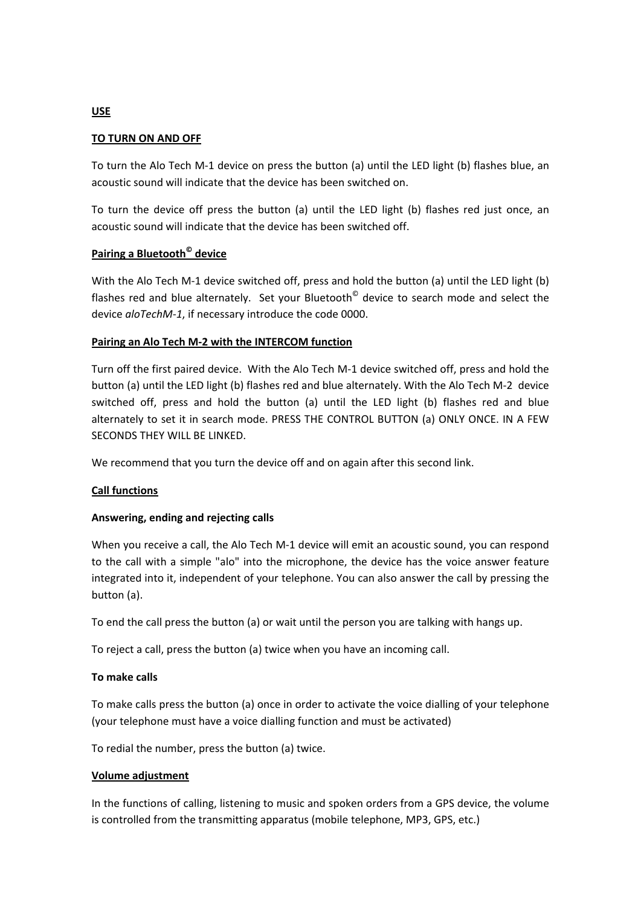## USE

### TO TURN ON AND OFF

To turn the Alo Tech M-1 device on press the button (a) until the LED light (b) flashes blue, an acoustic sound will indicate that the device has been switched on.

To turn the device off press the button (a) until the LED light (b) flashes red just once, an acoustic sound will indicate that the device has been switched off.

### Pairing a Bluetooth© device

With the Alo Tech M-1 device switched off, press and hold the button (a) until the LED light (b) flashes red and blue alternately. Set your Bluetooth© device to search mode and select the device *aloTechM-1*, if necessary introduce the code 0000.

### Pairing an Alo Tech M-2 with the INTERCOM function

Turn off the first paired device. With the Alo Tech M-1 device switched off, press and hold the button (a) until the LED light (b) flashes red and blue alternately. With the Alo Tech M-2 device switched off, press and hold the button (a) until the LED light (b) flashes red and blue alternately to set it in search mode. PRESS THE CONTROL BUTTON (a) ONLY ONCE. IN A FEW SECONDS THEY WILL BE LINKED.

We recommend that you turn the device off and on again after this second link.

### Call functions

**Answering, ending and rejecting calls**

When you receive a call, the Alo Tech M-1 device will emit an acoustic sound, you can respond to the call with a simple "alo" into the microphone, the device has the voice answer feature integrated into it, independent of your telephone. You can also answer the call by pressing the button (a).

To end the call press the button (a) or wait until the person you are talking with hangs up.

To reject a call, press the button (a) twice when you have an incoming call.

**To make calls**

To make calls press the button (a) once in order to activate the voice dialling of your telephone (your telephone must have a voice dialling function and must be activated)

To redial the number, press the button (a) twice.

### Volume adjustment

In the functions of calling, listening to music and spoken orders from a GPS device, the volume is controlled from the transmitting apparatus (mobile telephone, MP3, GPS, etc.)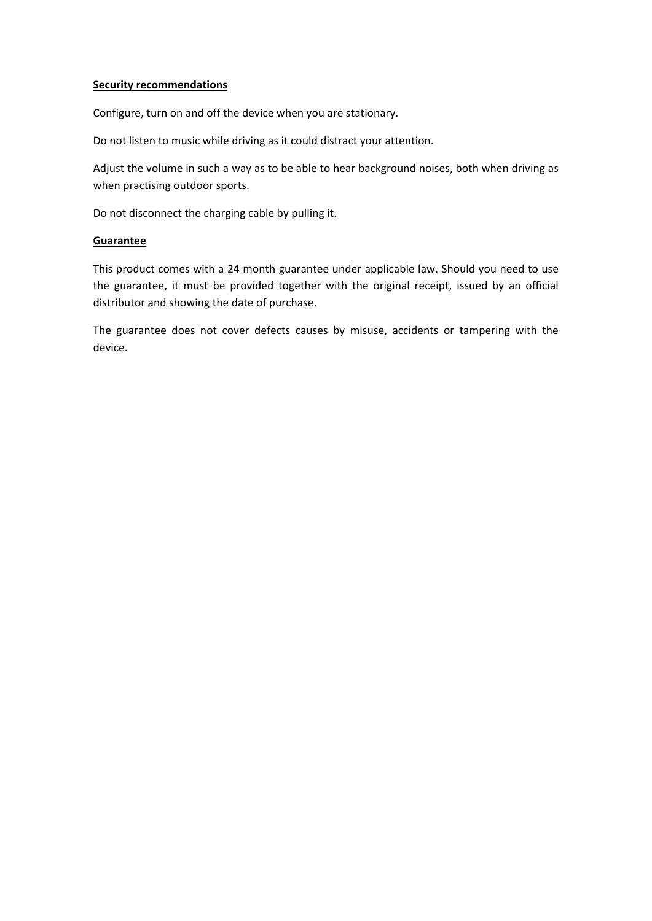## Security recommendations

Configure, turn on and off the device when you are stationary.

Do not listen to music while driving as it could distract your attention.

Adjust the volume in such a way as to be able to hear background noises, both when driving as when practising outdoor sports.

Do not disconnect the charging cable by pulling it.

## Guarantee

This product comes with a 24 month guarantee under applicable law. Should you need to use the guarantee, it must be provided together with the original receipt, issued by an official distributor and showing the date of purchase.

The guarantee does not cover defects causes by misuse, accidents or tampering with the device.